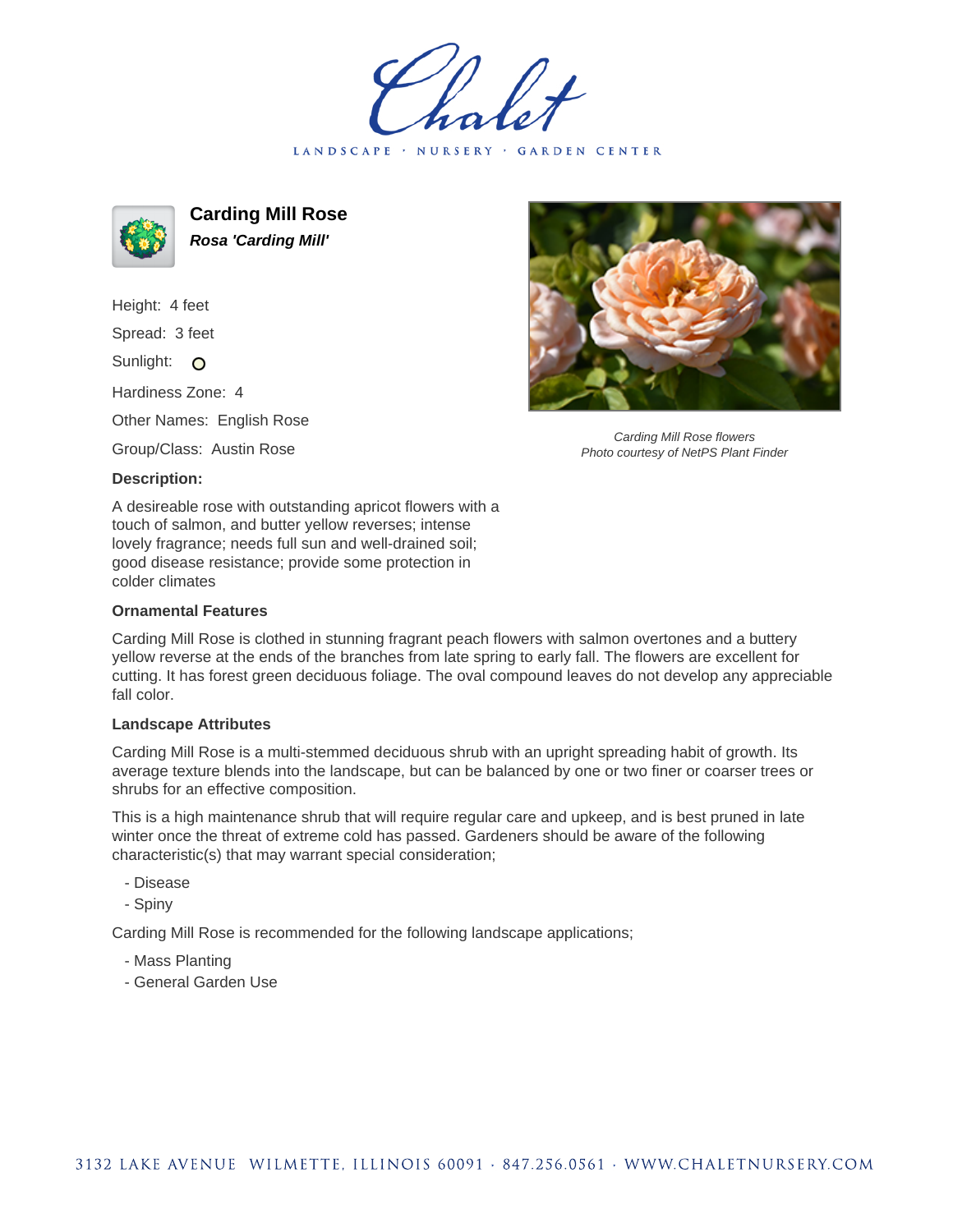Chalet

LANDSCAPE · NURSERY · GARDEN CENTER

# Carding Mill Rose

***Rosa 'Carding Mill'***

Height: 4 feet

Spread: 3 feet

Sunlight: O

Hardiness Zone: 4

Other Names: English Rose

Group/Class: Austin Rose

**Description:**

A desireable rose with outstanding apricot flowers with a touch of salmon, and butter yellow reverses; intense lovely fragrance; needs full sun and well-drained soil; good disease resistance; provide some protection in colder climates

*Carding Mill Rose flowers*
*Photo courtesy of NetPS Plant Finder*

### Ornamental Features

Carding Mill Rose is clothed in stunning fragrant peach flowers with salmon overtones and a buttery yellow reverse at the ends of the branches from late spring to early fall. The flowers are excellent for cutting. It has forest green deciduous foliage. The oval compound leaves do not develop any appreciable fall color.

### Landscape Attributes

Carding Mill Rose is a multi-stemmed deciduous shrub with an upright spreading habit of growth. Its average texture blends into the landscape, but can be balanced by one or two finer or coarser trees or shrubs for an effective composition.

This is a high maintenance shrub that will require regular care and upkeep, and is best pruned in late winter once the threat of extreme cold has passed. Gardeners should be aware of the following characteristic(s) that may warrant special consideration;

- Disease
- Spiny

Carding Mill Rose is recommended for the following landscape applications;

- Mass Planting
- General Garden Use

3132 LAKE AVENUE WILMETTE, ILLINOIS 60091 · 847.256.0561 · WWW.CHALETNURSERY.COM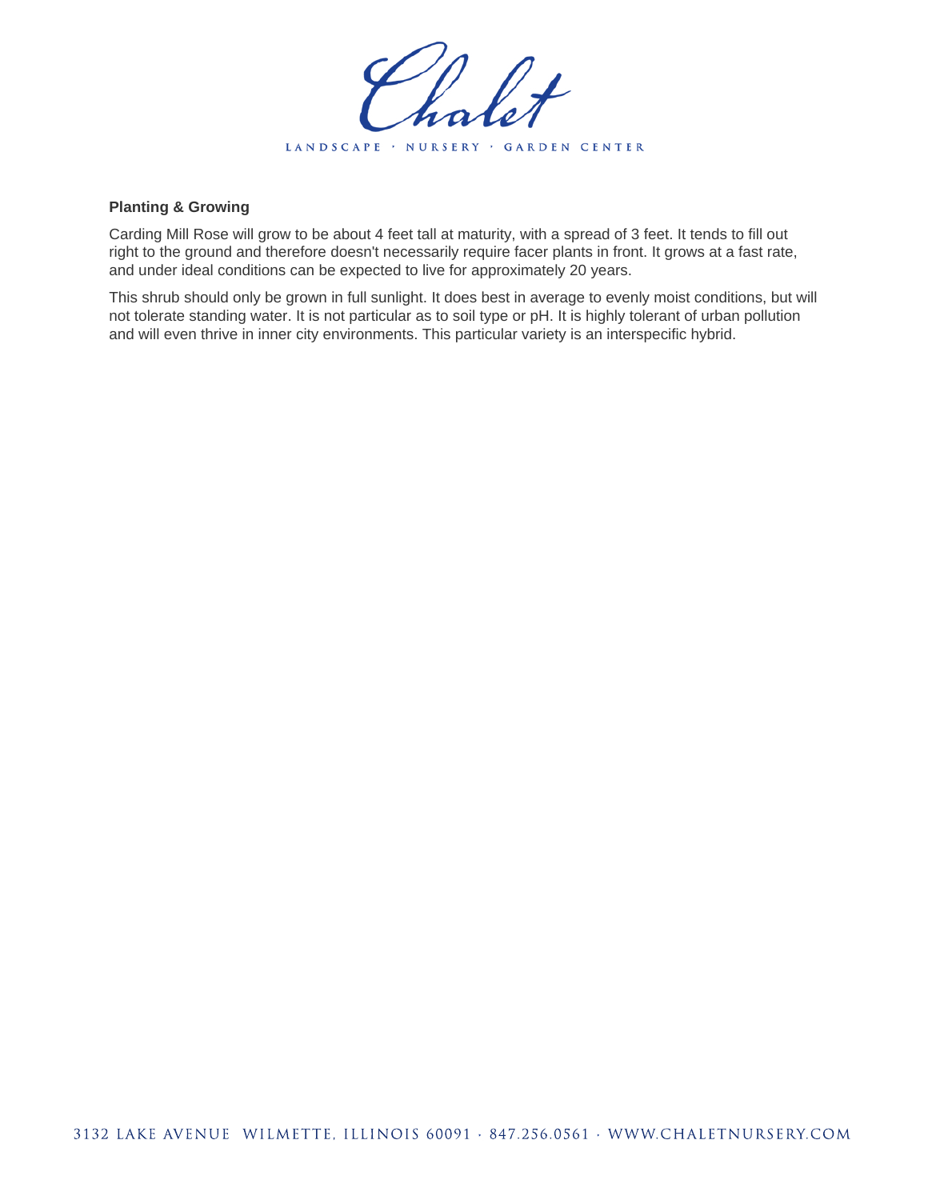**Planting & Growing**

Carding Mill Rose will grow to be about 4 feet tall at maturity, with a spread of 3 feet. It tends to fill out right to the ground and therefore doesn't necessarily require facer plants in front. It grows at a fast rate, and under ideal conditions can be expected to live for approximately 20 years.

This shrub should only be grown in full sunlight. It does best in average to evenly moist conditions, but will not tolerate standing water. It is not particular as to soil type or pH. It is highly tolerant of urban pollution and will even thrive in inner city environments. This particular variety is an interspecific hybrid.